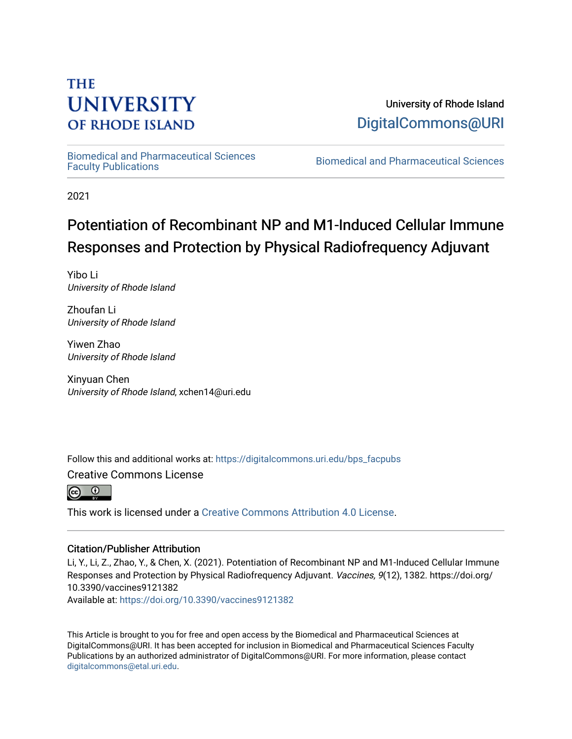THE UNIVERSITY OF RHODE ISLAND

University of Rhode Island
DigitalCommons@URI

Biomedical and Pharmaceutical Sciences Faculty Publications

Biomedical and Pharmaceutical Sciences

2021

# Potentiation of Recombinant NP and M1-Induced Cellular Immune Responses and Protection by Physical Radiofrequency Adjuvant

Yibo Li
*University of Rhode Island*

Zhoufan Li
*University of Rhode Island*

Yiwen Zhao
*University of Rhode Island*

Xinyuan Chen
*University of Rhode Island*, xchen14@uri.edu

Follow this and additional works at: https://digitalcommons.uri.edu/bps_facpubs

Creative Commons License

This work is licensed under a Creative Commons Attribution 4.0 License.

### Citation/Publisher Attribution

Li, Y., Li, Z., Zhao, Y., & Chen, X. (2021). Potentiation of Recombinant NP and M1-Induced Cellular Immune Responses and Protection by Physical Radiofrequency Adjuvant. *Vaccines, 9*(12), 1382. https://doi.org/10.3390/vaccines9121382
Available at: https://doi.org/10.3390/vaccines9121382

This Article is brought to you for free and open access by the Biomedical and Pharmaceutical Sciences at DigitalCommons@URI. It has been accepted for inclusion in Biomedical and Pharmaceutical Sciences Faculty Publications by an authorized administrator of DigitalCommons@URI. For more information, please contact digitalcommons@etal.uri.edu.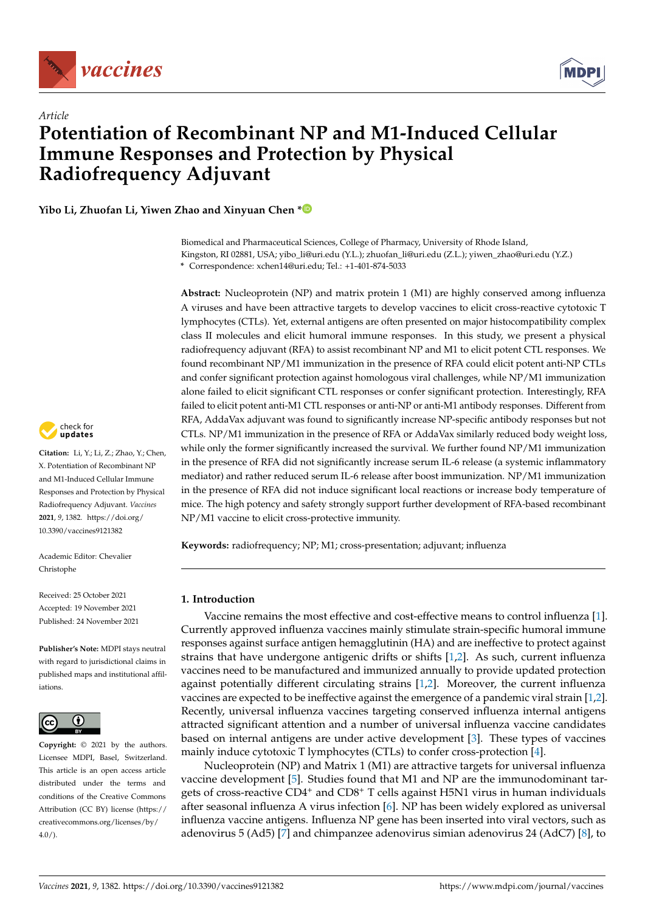*Article*

# Potentiation of Recombinant NP and M1-Induced Cellular Immune Responses and Protection by Physical Radiofrequency Adjuvant

**Yibo Li, Zhuofan Li, Yiwen Zhao and Xinyuan Chen ***

Biomedical and Pharmaceutical Sciences, College of Pharmacy, University of Rhode Island, Kingston, RI 02881, USA; yibo_li@uri.edu (Y.L.); zhuofan_li@uri.edu (Z.L.); yiwen_zhao@uri.edu (Y.Z.)
* Correspondence: xchen14@uri.edu; Tel.: +1-401-874-5033

**Abstract:** Nucleoprotein (NP) and matrix protein 1 (M1) are highly conserved among influenza A viruses and have been attractive targets to develop vaccines to elicit cross-reactive cytotoxic T lymphocytes (CTLs). Yet, external antigens are often presented on major histocompatibility complex class II molecules and elicit humoral immune responses. In this study, we present a physical radiofrequency adjuvant (RFA) to assist recombinant NP and M1 to elicit potent CTL responses. We found recombinant NP/M1 immunization in the presence of RFA could elicit potent anti-NP CTLs and confer significant protection against homologous viral challenges, while NP/M1 immunization alone failed to elicit significant CTL responses or confer significant protection. Interestingly, RFA failed to elicit potent anti-M1 CTL responses or anti-NP or anti-M1 antibody responses. Different from RFA, AddaVax adjuvant was found to significantly increase NP-specific antibody responses but not CTLs. NP/M1 immunization in the presence of RFA or AddaVax similarly reduced body weight loss, while only the former significantly increased the survival. We further found NP/M1 immunization in the presence of RFA did not significantly increase serum IL-6 release (a systemic inflammatory mediator) and rather reduced serum IL-6 release after boost immunization. NP/M1 immunization in the presence of RFA did not induce significant local reactions or increase body temperature of mice. The high potency and safety strongly support further development of RFA-based recombinant NP/M1 vaccine to elicit cross-protective immunity.

**Keywords:** radiofrequency; NP; M1; cross-presentation; adjuvant; influenza

**Citation:** Li, Y.; Li, Z.; Zhao, Y.; Chen, X. Potentiation of Recombinant NP and M1-Induced Cellular Immune Responses and Protection by Physical Radiofrequency Adjuvant. *Vaccines* **2021**, *9*, 1382. https://doi.org/10.3390/vaccines9121382

Academic Editor: Chevalier Christophe

Received: 25 October 2021
Accepted: 19 November 2021
Published: 24 November 2021

**Publisher's Note:** MDPI stays neutral with regard to jurisdictional claims in published maps and institutional affiliations.

**Copyright:** © 2021 by the authors. Licensee MDPI, Basel, Switzerland. This article is an open access article distributed under the terms and conditions of the Creative Commons Attribution (CC BY) license (https://creativecommons.org/licenses/by/4.0/).

## 1. Introduction

Vaccine remains the most effective and cost-effective means to control influenza [1]. Currently approved influenza vaccines mainly stimulate strain-specific humoral immune responses against surface antigen hemagglutinin (HA) and are ineffective to protect against strains that have undergone antigenic drifts or shifts [1,2]. As such, current influenza vaccines need to be manufactured and immunized annually to provide updated protection against potentially different circulating strains [1,2]. Moreover, the current influenza vaccines are expected to be ineffective against the emergence of a pandemic viral strain [1,2]. Recently, universal influenza vaccines targeting conserved influenza internal antigens attracted significant attention and a number of universal influenza vaccine candidates based on internal antigens are under active development [3]. These types of vaccines mainly induce cytotoxic T lymphocytes (CTLs) to confer cross-protection [4].

Nucleoprotein (NP) and Matrix 1 (M1) are attractive targets for universal influenza vaccine development [5]. Studies found that M1 and NP are the immunodominant targets of cross-reactive CD4$^+$ and CD8$^+$ T cells against H5N1 virus in human individuals after seasonal influenza A virus infection [6]. NP has been widely explored as universal influenza vaccine antigens. Influenza NP gene has been inserted into viral vectors, such as adenovirus 5 (Ad5) [7] and chimpanzee adenovirus simian adenovirus 24 (AdC7) [8], to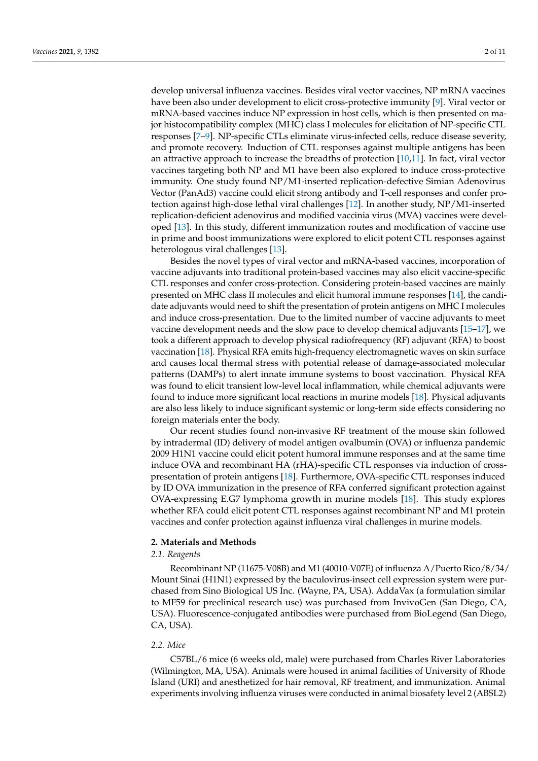develop universal influenza vaccines. Besides viral vector vaccines, NP mRNA vaccines have been also under development to elicit cross-protective immunity [9]. Viral vector or mRNA-based vaccines induce NP expression in host cells, which is then presented on major histocompatibility complex (MHC) class I molecules for elicitation of NP-specific CTL responses [7–9]. NP-specific CTLs eliminate virus-infected cells, reduce disease severity, and promote recovery. Induction of CTL responses against multiple antigens has been an attractive approach to increase the breadths of protection [10,11]. In fact, viral vector vaccines targeting both NP and M1 have been also explored to induce cross-protective immunity. One study found NP/M1-inserted replication-defective Simian Adenovirus Vector (PanAd3) vaccine could elicit strong antibody and T-cell responses and confer protection against high-dose lethal viral challenges [12]. In another study, NP/M1-inserted replication-deficient adenovirus and modified vaccinia virus (MVA) vaccines were developed [13]. In this study, different immunization routes and modification of vaccine use in prime and boost immunizations were explored to elicit potent CTL responses against heterologous viral challenges [13].

Besides the novel types of viral vector and mRNA-based vaccines, incorporation of vaccine adjuvants into traditional protein-based vaccines may also elicit vaccine-specific CTL responses and confer cross-protection. Considering protein-based vaccines are mainly presented on MHC class II molecules and elicit humoral immune responses [14], the candidate adjuvants would need to shift the presentation of protein antigens on MHC I molecules and induce cross-presentation. Due to the limited number of vaccine adjuvants to meet vaccine development needs and the slow pace to develop chemical adjuvants [15–17], we took a different approach to develop physical radiofrequency (RF) adjuvant (RFA) to boost vaccination [18]. Physical RFA emits high-frequency electromagnetic waves on skin surface and causes local thermal stress with potential release of damage-associated molecular patterns (DAMPs) to alert innate immune systems to boost vaccination. Physical RFA was found to elicit transient low-level local inflammation, while chemical adjuvants were found to induce more significant local reactions in murine models [18]. Physical adjuvants are also less likely to induce significant systemic or long-term side effects considering no foreign materials enter the body.

Our recent studies found non-invasive RF treatment of the mouse skin followed by intradermal (ID) delivery of model antigen ovalbumin (OVA) or influenza pandemic 2009 H1N1 vaccine could elicit potent humoral immune responses and at the same time induce OVA and recombinant HA (rHA)-specific CTL responses via induction of cross-presentation of protein antigens [18]. Furthermore, OVA-specific CTL responses induced by ID OVA immunization in the presence of RFA conferred significant protection against OVA-expressing E.G7 lymphoma growth in murine models [18]. This study explores whether RFA could elicit potent CTL responses against recombinant NP and M1 protein vaccines and confer protection against influenza viral challenges in murine models.

## 2. Materials and Methods

### *2.1. Reagents*

Recombinant NP (11675-V08B) and M1 (40010-V07E) of influenza A/Puerto Rico/8/34/Mount Sinai (H1N1) expressed by the baculovirus-insect cell expression system were purchased from Sino Biological US Inc. (Wayne, PA, USA). AddaVax (a formulation similar to MF59 for preclinical research use) was purchased from InvivoGen (San Diego, CA, USA). Fluorescence-conjugated antibodies were purchased from BioLegend (San Diego, CA, USA).

### *2.2. Mice*

C57BL/6 mice (6 weeks old, male) were purchased from Charles River Laboratories (Wilmington, MA, USA). Animals were housed in animal facilities of University of Rhode Island (URI) and anesthetized for hair removal, RF treatment, and immunization. Animal experiments involving influenza viruses were conducted in animal biosafety level 2 (ABSL2)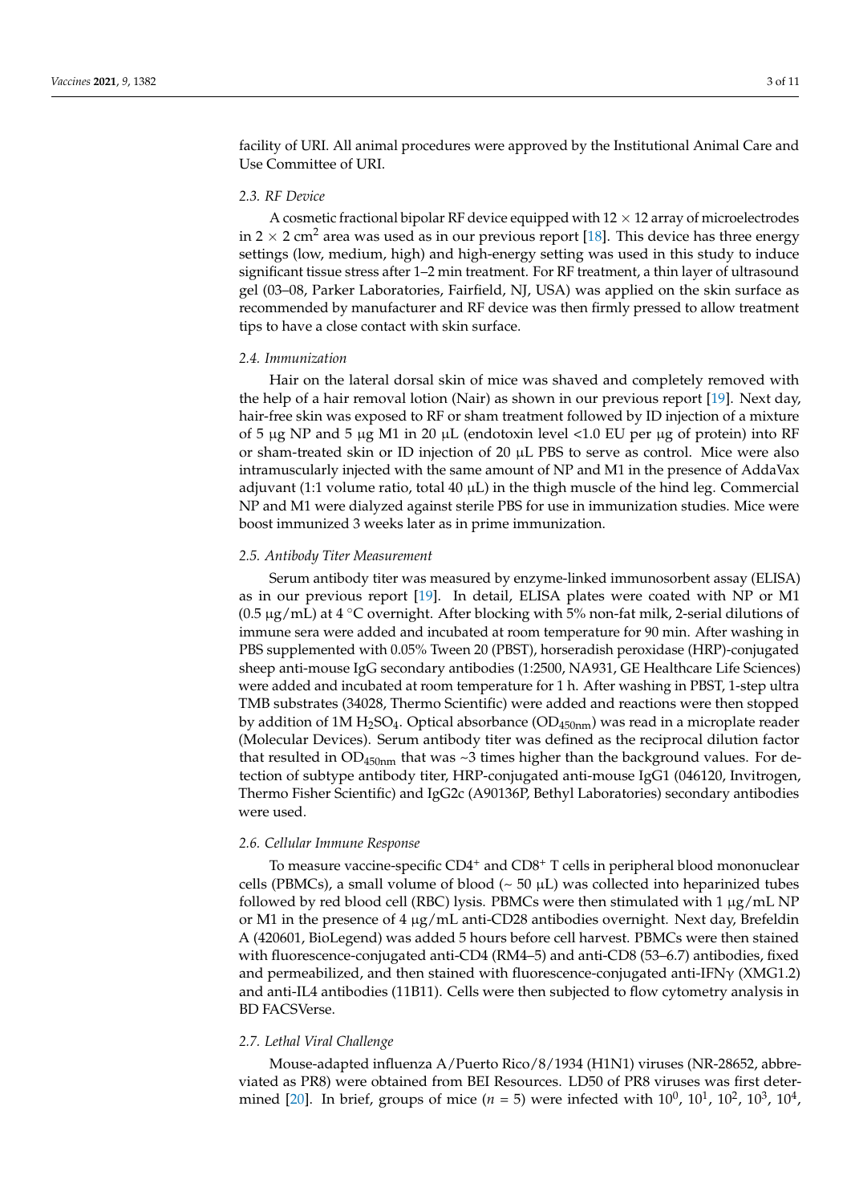facility of URI. All animal procedures were approved by the Institutional Animal Care and Use Committee of URI.

### 2.3. RF Device

A cosmetic fractional bipolar RF device equipped with 12 × 12 array of microelectrodes in 2 × 2 $cm^2$ area was used as in our previous report [18]. This device has three energy settings (low, medium, high) and high-energy setting was used in this study to induce significant tissue stress after 1–2 min treatment. For RF treatment, a thin layer of ultrasound gel (03–08, Parker Laboratories, Fairfield, NJ, USA) was applied on the skin surface as recommended by manufacturer and RF device was then firmly pressed to allow treatment tips to have a close contact with skin surface.

### 2.4. Immunization

Hair on the lateral dorsal skin of mice was shaved and completely removed with the help of a hair removal lotion (Nair) as shown in our previous report [19]. Next day, hair-free skin was exposed to RF or sham treatment followed by ID injection of a mixture of 5 μg NP and 5 μg M1 in 20 μL (endotoxin level <1.0 EU per μg of protein) into RF or sham-treated skin or ID injection of 20 μL PBS to serve as control. Mice were also intramuscularly injected with the same amount of NP and M1 in the presence of AddaVax adjuvant (1:1 volume ratio, total 40 μL) in the thigh muscle of the hind leg. Commercial NP and M1 were dialyzed against sterile PBS for use in immunization studies. Mice were boost immunized 3 weeks later as in prime immunization.

### 2.5. Antibody Titer Measurement

Serum antibody titer was measured by enzyme-linked immunosorbent assay (ELISA) as in our previous report [19]. In detail, ELISA plates were coated with NP or M1 (0.5 μg/mL) at 4 °C overnight. After blocking with 5% non-fat milk, 2-serial dilutions of immune sera were added and incubated at room temperature for 90 min. After washing in PBS supplemented with 0.05% Tween 20 (PBST), horseradish peroxidase (HRP)-conjugated sheep anti-mouse IgG secondary antibodies (1:2500, NA931, GE Healthcare Life Sciences) were added and incubated at room temperature for 1 h. After washing in PBST, 1-step ultra TMB substrates (34028, Thermo Scientific) were added and reactions were then stopped by addition of 1M $H_2SO_4$. Optical absorbance ($OD_{450nm}$) was read in a microplate reader (Molecular Devices). Serum antibody titer was defined as the reciprocal dilution factor that resulted in $OD_{450nm}$ that was ~3 times higher than the background values. For detection of subtype antibody titer, HRP-conjugated anti-mouse IgG1 (046120, Invitrogen, Thermo Fisher Scientific) and IgG2c (A90136P, Bethyl Laboratories) secondary antibodies were used.

### 2.6. Cellular Immune Response

To measure vaccine-specific $CD4^+$ and $CD8^+$ T cells in peripheral blood mononuclear cells (PBMCs), a small volume of blood (~ 50 μL) was collected into heparinized tubes followed by red blood cell (RBC) lysis. PBMCs were then stimulated with 1 μg/mL NP or M1 in the presence of 4 μg/mL anti-CD28 antibodies overnight. Next day, Brefeldin A (420601, BioLegend) was added 5 hours before cell harvest. PBMCs were then stained with fluorescence-conjugated anti-CD4 (RM4–5) and anti-CD8 (53–6.7) antibodies, fixed and permeabilized, and then stained with fluorescence-conjugated anti-IFNγ (XMG1.2) and anti-IL4 antibodies (11B11). Cells were then subjected to flow cytometry analysis in BD FACSVerse.

### 2.7. Lethal Viral Challenge

Mouse-adapted influenza A/Puerto Rico/8/1934 (H1N1) viruses (NR-28652, abbreviated as PR8) were obtained from BEI Resources. LD50 of PR8 viruses was first determined [20]. In brief, groups of mice ($n$ = 5) were infected with $10^0$, $10^1$, $10^2$, $10^3$, $10^4$,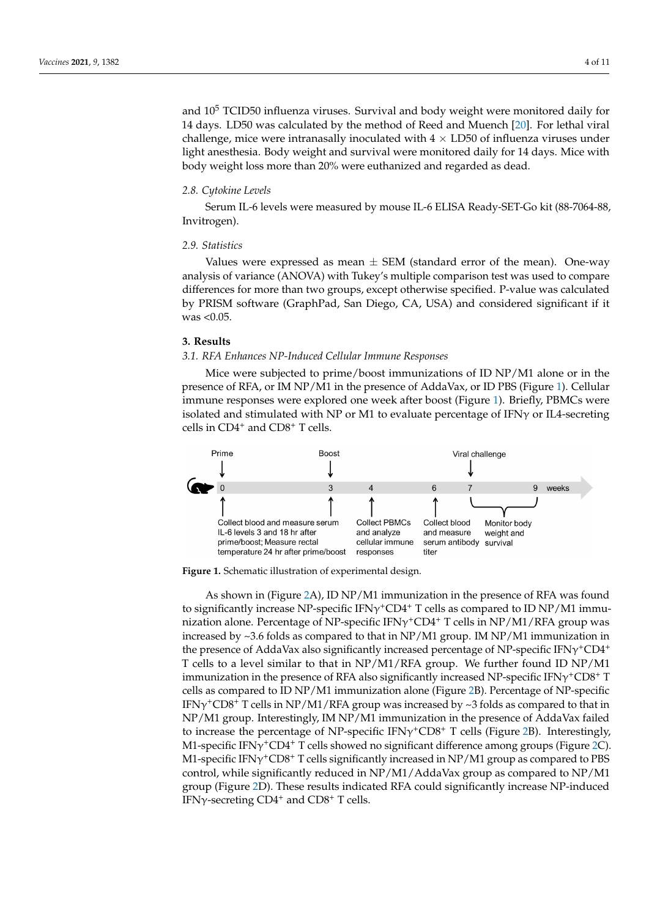and $10^5$ TCID50 influenza viruses. Survival and body weight were monitored daily for 14 days. LD50 was calculated by the method of Reed and Muench [20]. For lethal viral challenge, mice were intranasally inoculated with $4 \times$ LD50 of influenza viruses under light anesthesia. Body weight and survival were monitored daily for 14 days. Mice with body weight loss more than 20% were euthanized and regarded as dead.

### 2.8. Cytokine Levels

Serum IL-6 levels were measured by mouse IL-6 ELISA Ready-SET-Go kit (88-7064-88, Invitrogen).

### 2.9. Statistics

Values were expressed as mean ± SEM (standard error of the mean). One-way analysis of variance (ANOVA) with Tukey's multiple comparison test was used to compare differences for more than two groups, except otherwise specified. P-value was calculated by PRISM software (GraphPad, San Diego, CA, USA) and considered significant if it was <0.05.

## 3. Results

### 3.1. RFA Enhances NP-Induced Cellular Immune Responses

Mice were subjected to prime/boost immunizations of ID NP/M1 alone or in the presence of RFA, or IM NP/M1 in the presence of AddaVax, or ID PBS (Figure 1). Cellular immune responses were explored one week after boost (Figure 1). Briefly, PBMCs were isolated and stimulated with NP or M1 to evaluate percentage of IFNγ or IL4-secreting cells in $CD4^+$ and $CD8^+$ T cells.

Prime — 0; Boost — 3; Viral challenge — 7; weeks 0, 3, 4, 6, 7, 9

0: Collect blood and measure serum IL-6 levels 3 and 18 hr after prime/boost; Measure rectal temperature 24 hr after prime/boost

4: Collect PBMCs and analyze cellular immune responses

6: Collect blood and measure serum antibody titer

7–9: Monitor body weight and survival

**Figure 1.** Schematic illustration of experimental design.

As shown in (Figure 2A), ID NP/M1 immunization in the presence of RFA was found to significantly increase NP-specific $IFN\gamma^+CD4^+$ T cells as compared to ID NP/M1 immunization alone. Percentage of NP-specific $IFN\gamma^+CD4^+$ T cells in NP/M1/RFA group was increased by ~3.6 folds as compared to that in NP/M1 group. IM NP/M1 immunization in the presence of AddaVax also significantly increased percentage of NP-specific $IFN\gamma^+CD4^+$ T cells to a level similar to that in NP/M1/RFA group. We further found ID NP/M1 immunization in the presence of RFA also significantly increased NP-specific $IFN\gamma^+CD8^+$ T cells as compared to ID NP/M1 immunization alone (Figure 2B). Percentage of NP-specific $IFN\gamma^+CD8^+$ T cells in NP/M1/RFA group was increased by ~3 folds as compared to that in NP/M1 group. Interestingly, IM NP/M1 immunization in the presence of AddaVax failed to increase the percentage of NP-specific $IFN\gamma^+CD8^+$ T cells (Figure 2B). Interestingly, M1-specific $IFN\gamma^+CD4^+$ T cells showed no significant difference among groups (Figure 2C). M1-specific $IFN\gamma^+CD8^+$ T cells significantly increased in NP/M1 group as compared to PBS control, while significantly reduced in NP/M1/AddaVax group as compared to NP/M1 group (Figure 2D). These results indicated RFA could significantly increase NP-induced IFNγ-secreting $CD4^+$ and $CD8^+$ T cells.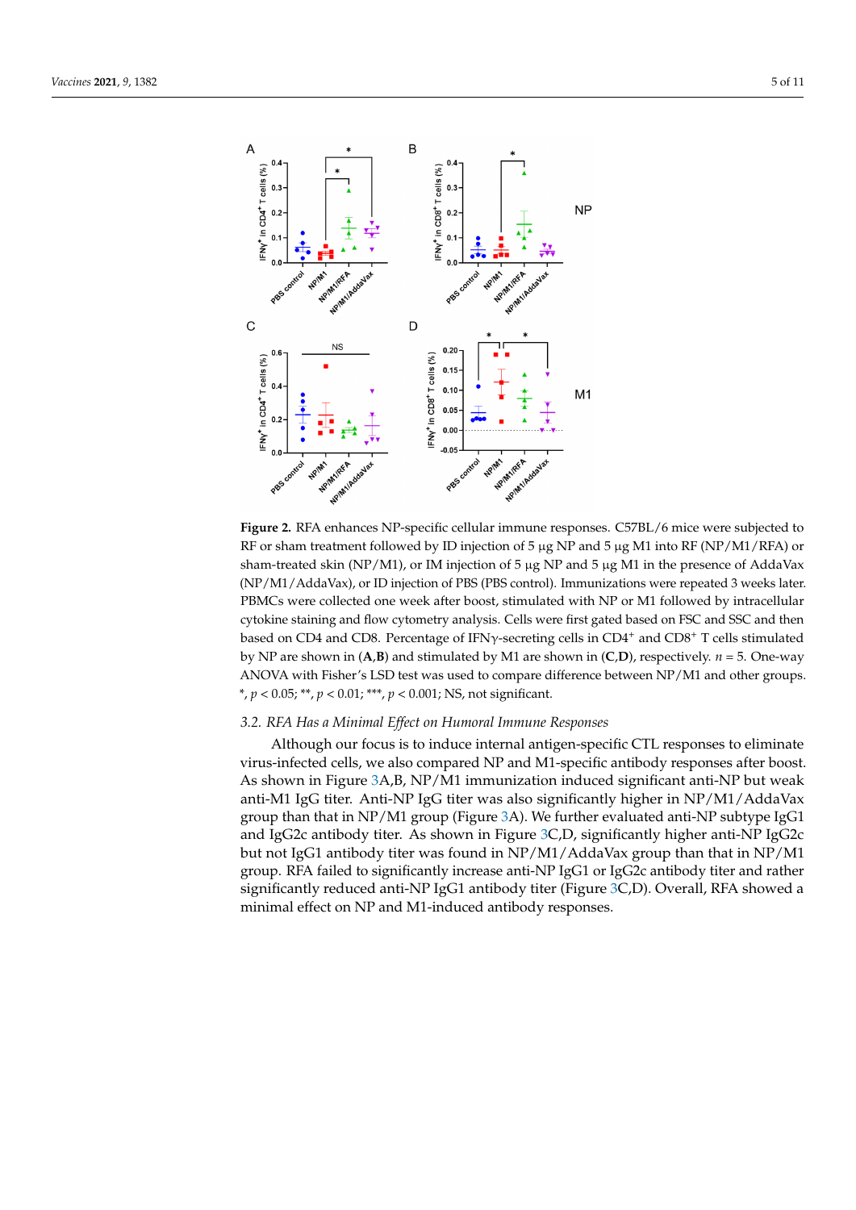**Figure 2.** RFA enhances NP-specific cellular immune responses. C57BL/6 mice were subjected to RF or sham treatment followed by ID injection of 5 μg NP and 5 μg M1 into RF (NP/M1/RFA) or sham-treated skin (NP/M1), or IM injection of 5 μg NP and 5 μg M1 in the presence of AddaVax (NP/M1/AddaVax), or ID injection of PBS (PBS control). Immunizations were repeated 3 weeks later. PBMCs were collected one week after boost, stimulated with NP or M1 followed by intracellular cytokine staining and flow cytometry analysis. Cells were first gated based on FSC and SSC and then based on CD4 and CD8. Percentage of IFNγ-secreting cells in $CD4^+$ and $CD8^+$ T cells stimulated by NP are shown in (**A**,**B**) and stimulated by M1 are shown in (**C**,**D**), respectively. $n = 5$. One-way ANOVA with Fisher's LSD test was used to compare difference between NP/M1 and other groups. *, $p < 0.05$; **, $p < 0.01$; ***, $p < 0.001$; NS, not significant.

### 3.2. RFA Has a Minimal Effect on Humoral Immune Responses

Although our focus is to induce internal antigen-specific CTL responses to eliminate virus-infected cells, we also compared NP and M1-specific antibody responses after boost. As shown in Figure 3A,B, NP/M1 immunization induced significant anti-NP but weak anti-M1 IgG titer. Anti-NP IgG titer was also significantly higher in NP/M1/AddaVax group than that in NP/M1 group (Figure 3A). We further evaluated anti-NP subtype IgG1 and IgG2c antibody titer. As shown in Figure 3C,D, significantly higher anti-NP IgG2c but not IgG1 antibody titer was found in NP/M1/AddaVax group than that in NP/M1 group. RFA failed to significantly increase anti-NP IgG1 or IgG2c antibody titer and rather significantly reduced anti-NP IgG1 antibody titer (Figure 3C,D). Overall, RFA showed a minimal effect on NP and M1-induced antibody responses.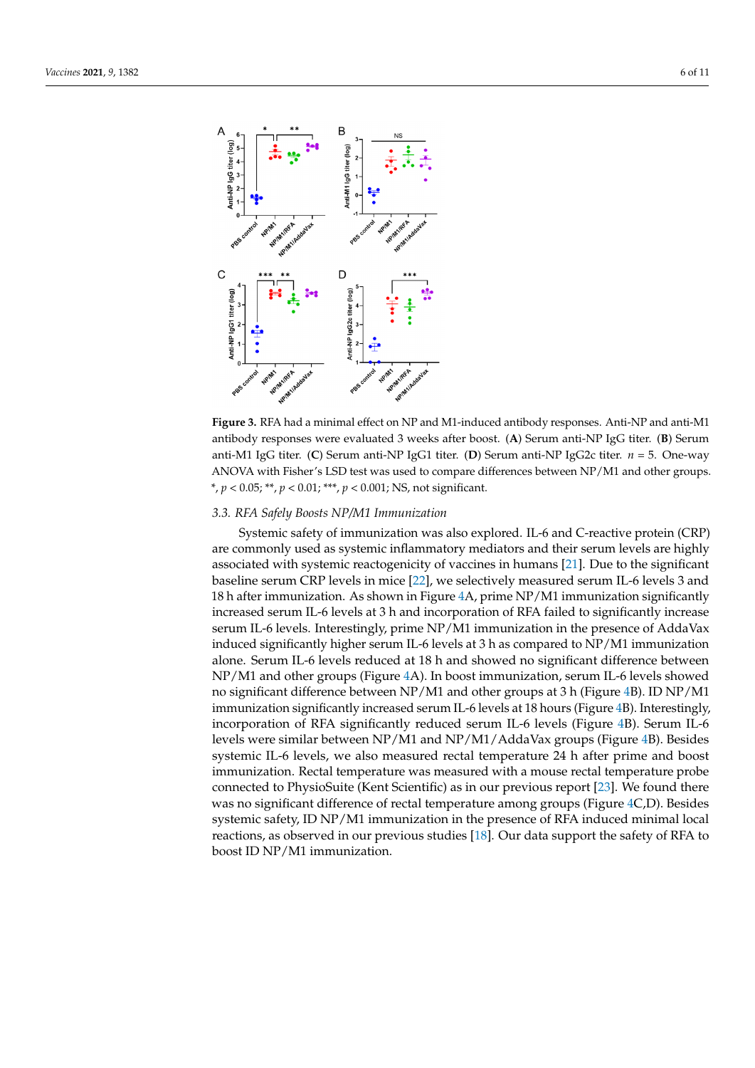**Figure 3.** RFA had a minimal effect on NP and M1-induced antibody responses. Anti-NP and anti-M1 antibody responses were evaluated 3 weeks after boost. (**A**) Serum anti-NP IgG titer. (**B**) Serum anti-M1 IgG titer. (**C**) Serum anti-NP IgG1 titer. (**D**) Serum anti-NP IgG2c titer. $n = 5$. One-way ANOVA with Fisher's LSD test was used to compare differences between NP/M1 and other groups. *, $p < 0.05$; **, $p < 0.01$; ***, $p < 0.001$; NS, not significant.

### *3.3. RFA Safely Boosts NP/M1 Immunization*

Systemic safety of immunization was also explored. IL-6 and C-reactive protein (CRP) are commonly used as systemic inflammatory mediators and their serum levels are highly associated with systemic reactogenicity of vaccines in humans [21]. Due to the significant baseline serum CRP levels in mice [22], we selectively measured serum IL-6 levels 3 and 18 h after immunization. As shown in Figure 4A, prime NP/M1 immunization significantly increased serum IL-6 levels at 3 h and incorporation of RFA failed to significantly increase serum IL-6 levels. Interestingly, prime NP/M1 immunization in the presence of AddaVax induced significantly higher serum IL-6 levels at 3 h as compared to NP/M1 immunization alone. Serum IL-6 levels reduced at 18 h and showed no significant difference between NP/M1 and other groups (Figure 4A). In boost immunization, serum IL-6 levels showed no significant difference between NP/M1 and other groups at 3 h (Figure 4B). ID NP/M1 immunization significantly increased serum IL-6 levels at 18 hours (Figure 4B). Interestingly, incorporation of RFA significantly reduced serum IL-6 levels (Figure 4B). Serum IL-6 levels were similar between NP/M1 and NP/M1/AddaVax groups (Figure 4B). Besides systemic IL-6 levels, we also measured rectal temperature 24 h after prime and boost immunization. Rectal temperature was measured with a mouse rectal temperature probe connected to PhysioSuite (Kent Scientific) as in our previous report [23]. We found there was no significant difference of rectal temperature among groups (Figure 4C,D). Besides systemic safety, ID NP/M1 immunization in the presence of RFA induced minimal local reactions, as observed in our previous studies [18]. Our data support the safety of RFA to boost ID NP/M1 immunization.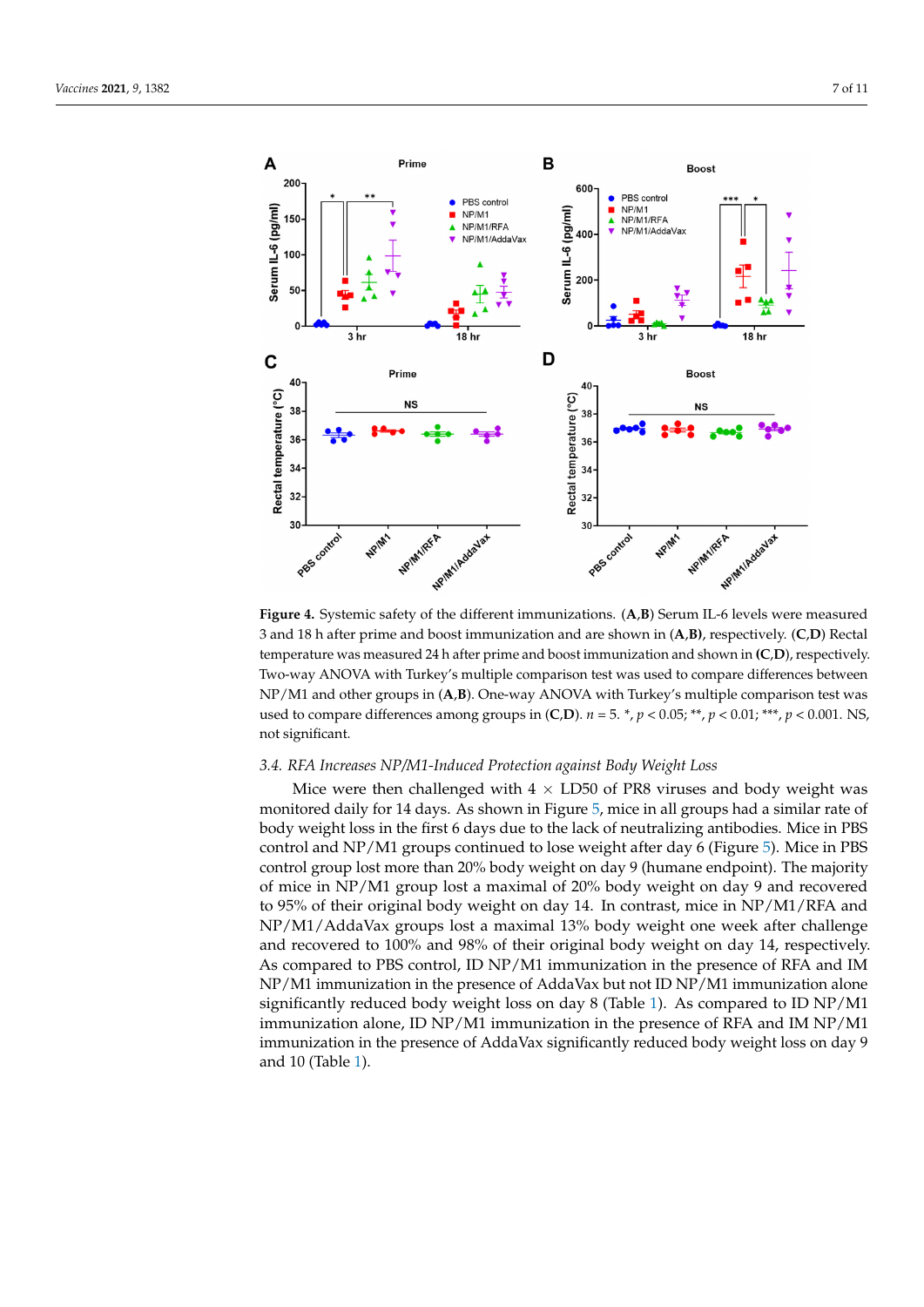**Figure 4.** Systemic safety of the different immunizations. (**A**,**B**) Serum IL-6 levels were measured 3 and 18 h after prime and boost immunization and are shown in (**A**,**B**), respectively. (**C**,**D**) Rectal temperature was measured 24 h after prime and boost immunization and shown in (**C**,**D**), respectively. Two-way ANOVA with Turkey's multiple comparison test was used to compare differences between NP/M1 and other groups in (**A**,**B**). One-way ANOVA with Turkey's multiple comparison test was used to compare differences among groups in (**C**,**D**). $n = 5$. *, $p < 0.05$; **, $p < 0.01$; ***, $p < 0.001$. NS, not significant.

### 3.4. RFA Increases NP/M1-Induced Protection against Body Weight Loss

Mice were then challenged with $4 \times$ LD50 of PR8 viruses and body weight was monitored daily for 14 days. As shown in Figure 5, mice in all groups had a similar rate of body weight loss in the first 6 days due to the lack of neutralizing antibodies. Mice in PBS control and NP/M1 groups continued to lose weight after day 6 (Figure 5). Mice in PBS control group lost more than 20% body weight on day 9 (humane endpoint). The majority of mice in NP/M1 group lost a maximal of 20% body weight on day 9 and recovered to 95% of their original body weight on day 14. In contrast, mice in NP/M1/RFA and NP/M1/AddaVax groups lost a maximal 13% body weight one week after challenge and recovered to 100% and 98% of their original body weight on day 14, respectively. As compared to PBS control, ID NP/M1 immunization in the presence of RFA and IM NP/M1 immunization in the presence of AddaVax but not ID NP/M1 immunization alone significantly reduced body weight loss on day 8 (Table 1). As compared to ID NP/M1 immunization alone, ID NP/M1 immunization in the presence of RFA and IM NP/M1 immunization in the presence of AddaVax significantly reduced body weight loss on day 9 and 10 (Table 1).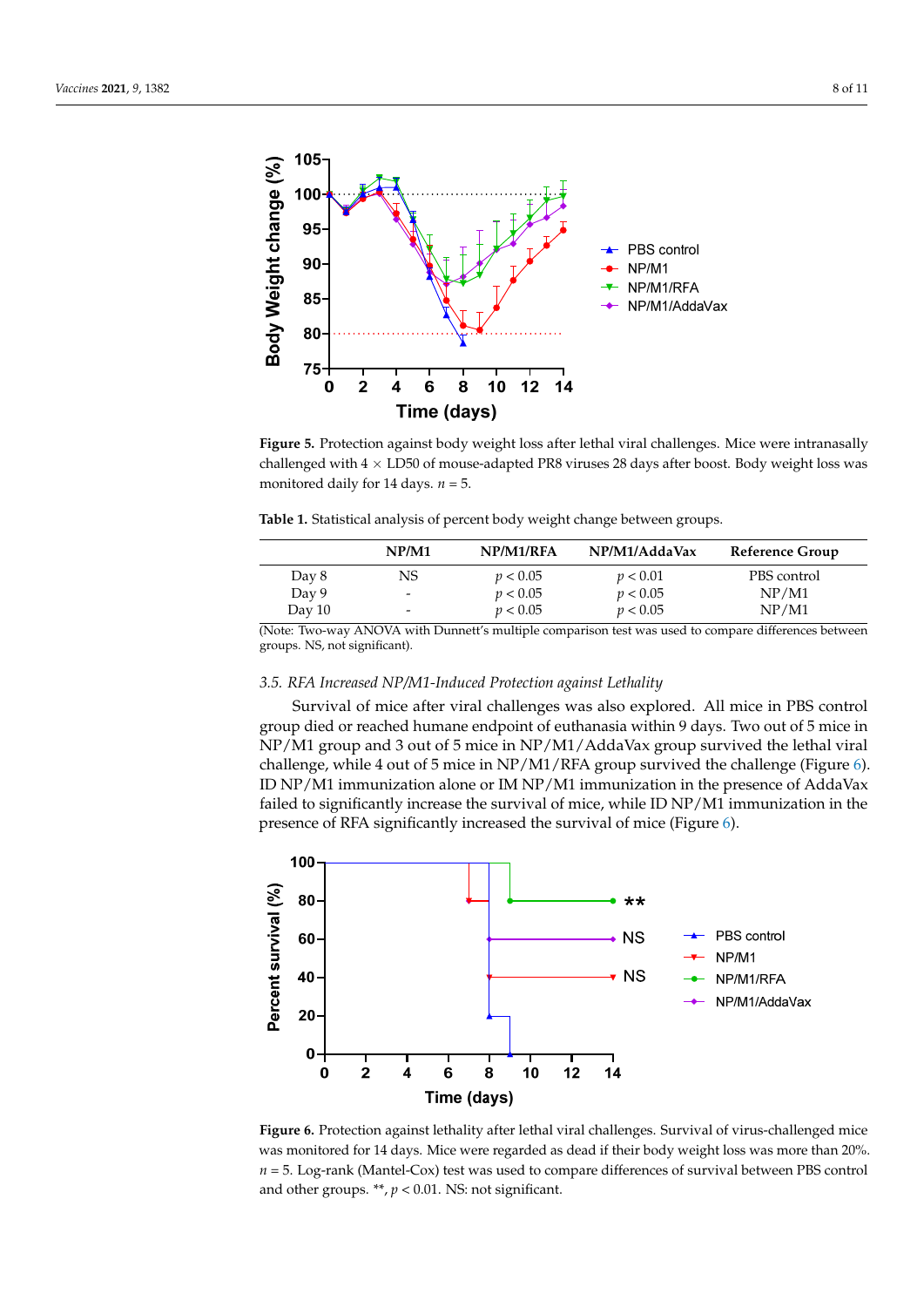**Figure 5.** Protection against body weight loss after lethal viral challenges. Mice were intranasally challenged with $4 \times$ LD50 of mouse-adapted PR8 viruses 28 days after boost. Body weight loss was monitored daily for 14 days. $n = 5$.

**Table 1.** Statistical analysis of percent body weight change between groups.

| | NP/M1 | NP/M1/RFA | NP/M1/AddaVax | Reference Group |
|---|---|---|---|---|
| Day 8 | NS | $p < 0.05$ | $p < 0.01$ | PBS control |
| Day 9 | - | $p < 0.05$ | $p < 0.05$ | NP/M1 |
| Day 10 | - | $p < 0.05$ | $p < 0.05$ | NP/M1 |

(Note: Two-way ANOVA with Dunnett's multiple comparison test was used to compare differences between groups. NS, not significant).

### *3.5. RFA Increased NP/M1-Induced Protection against Lethality*

Survival of mice after viral challenges was also explored. All mice in PBS control group died or reached humane endpoint of euthanasia within 9 days. Two out of 5 mice in NP/M1 group and 3 out of 5 mice in NP/M1/AddaVax group survived the lethal viral challenge, while 4 out of 5 mice in NP/M1/RFA group survived the challenge (Figure 6). ID NP/M1 immunization alone or IM NP/M1 immunization in the presence of AddaVax failed to significantly increase the survival of mice, while ID NP/M1 immunization in the presence of RFA significantly increased the survival of mice (Figure 6).

**Figure 6.** Protection against lethality after lethal viral challenges. Survival of virus-challenged mice was monitored for 14 days. Mice were regarded as dead if their body weight loss was more than 20%. $n = 5$. Log-rank (Mantel-Cox) test was used to compare differences of survival between PBS control and other groups. **, $p < 0.01$. NS: not significant.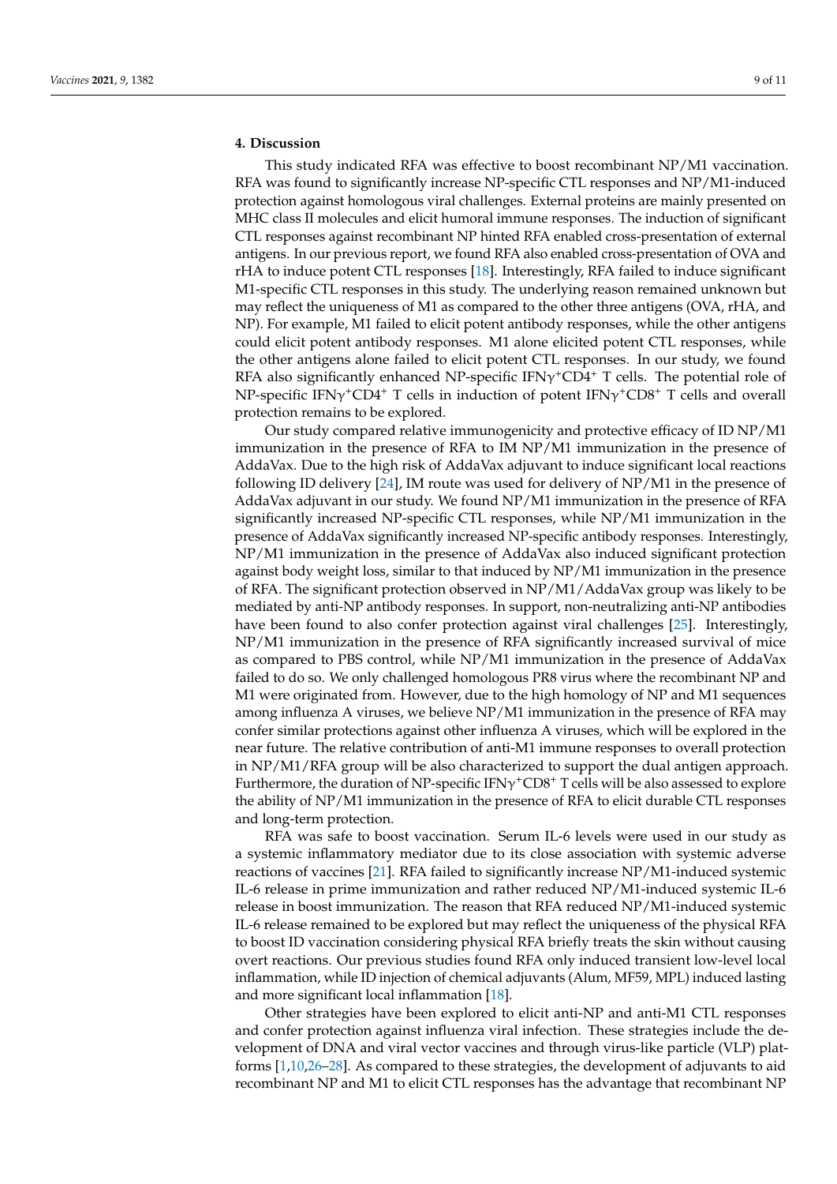## 4. Discussion

This study indicated RFA was effective to boost recombinant NP/M1 vaccination. RFA was found to significantly increase NP-specific CTL responses and NP/M1-induced protection against homologous viral challenges. External proteins are mainly presented on MHC class II molecules and elicit humoral immune responses. The induction of significant CTL responses against recombinant NP hinted RFA enabled cross-presentation of external antigens. In our previous report, we found RFA also enabled cross-presentation of OVA and rHA to induce potent CTL responses [18]. Interestingly, RFA failed to induce significant M1-specific CTL responses in this study. The underlying reason remained unknown but may reflect the uniqueness of M1 as compared to the other three antigens (OVA, rHA, and NP). For example, M1 failed to elicit potent antibody responses, while the other antigens could elicit potent antibody responses. M1 alone elicited potent CTL responses, while the other antigens alone failed to elicit potent CTL responses. In our study, we found RFA also significantly enhanced NP-specific IFN$\gamma^+$CD4$^+$ T cells. The potential role of NP-specific IFN$\gamma^+$CD4$^+$ T cells in induction of potent IFN$\gamma^+$CD8$^+$ T cells and overall protection remains to be explored.

Our study compared relative immunogenicity and protective efficacy of ID NP/M1 immunization in the presence of RFA to IM NP/M1 immunization in the presence of AddaVax. Due to the high risk of AddaVax adjuvant to induce significant local reactions following ID delivery [24], IM route was used for delivery of NP/M1 in the presence of AddaVax adjuvant in our study. We found NP/M1 immunization in the presence of RFA significantly increased NP-specific CTL responses, while NP/M1 immunization in the presence of AddaVax significantly increased NP-specific antibody responses. Interestingly, NP/M1 immunization in the presence of AddaVax also induced significant protection against body weight loss, similar to that induced by NP/M1 immunization in the presence of RFA. The significant protection observed in NP/M1/AddaVax group was likely to be mediated by anti-NP antibody responses. In support, non-neutralizing anti-NP antibodies have been found to also confer protection against viral challenges [25]. Interestingly, NP/M1 immunization in the presence of RFA significantly increased survival of mice as compared to PBS control, while NP/M1 immunization in the presence of AddaVax failed to do so. We only challenged homologous PR8 virus where the recombinant NP and M1 were originated from. However, due to the high homology of NP and M1 sequences among influenza A viruses, we believe NP/M1 immunization in the presence of RFA may confer similar protections against other influenza A viruses, which will be explored in the near future. The relative contribution of anti-M1 immune responses to overall protection in NP/M1/RFA group will be also characterized to support the dual antigen approach. Furthermore, the duration of NP-specific IFN$\gamma^+$CD8$^+$ T cells will be also assessed to explore the ability of NP/M1 immunization in the presence of RFA to elicit durable CTL responses and long-term protection.

RFA was safe to boost vaccination. Serum IL-6 levels were used in our study as a systemic inflammatory mediator due to its close association with systemic adverse reactions of vaccines [21]. RFA failed to significantly increase NP/M1-induced systemic IL-6 release in prime immunization and rather reduced NP/M1-induced systemic IL-6 release in boost immunization. The reason that RFA reduced NP/M1-induced systemic IL-6 release remained to be explored but may reflect the uniqueness of the physical RFA to boost ID vaccination considering physical RFA briefly treats the skin without causing overt reactions. Our previous studies found RFA only induced transient low-level local inflammation, while ID injection of chemical adjuvants (Alum, MF59, MPL) induced lasting and more significant local inflammation [18].

Other strategies have been explored to elicit anti-NP and anti-M1 CTL responses and confer protection against influenza viral infection. These strategies include the development of DNA and viral vector vaccines and through virus-like particle (VLP) platforms [1,10,26–28]. As compared to these strategies, the development of adjuvants to aid recombinant NP and M1 to elicit CTL responses has the advantage that recombinant NP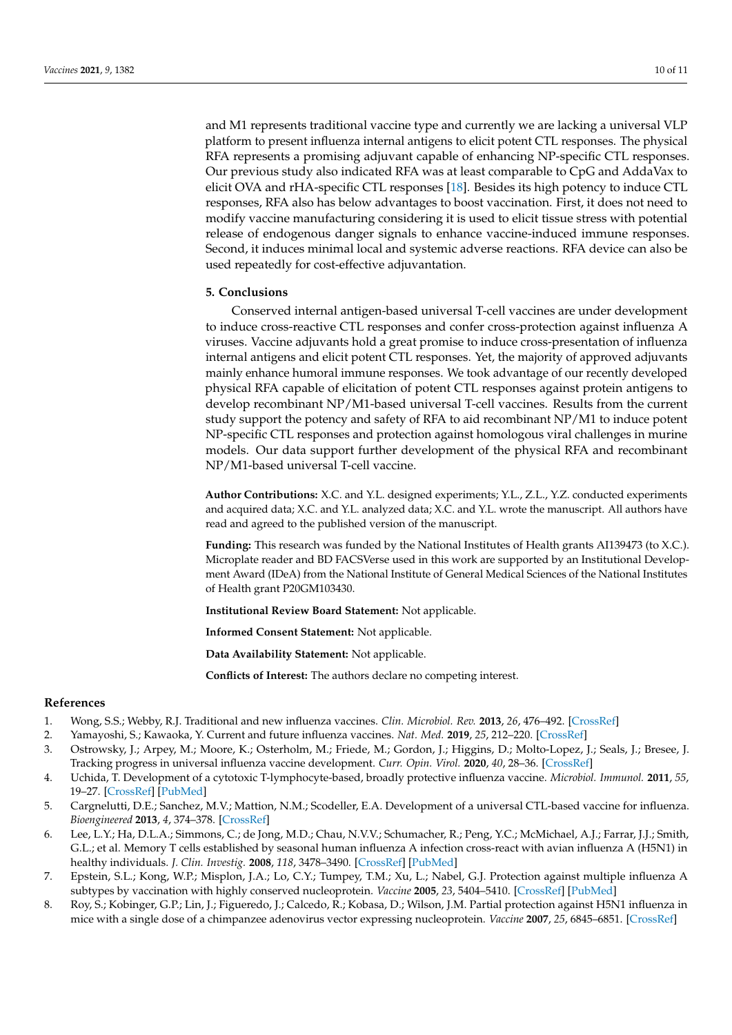and M1 represents traditional vaccine type and currently we are lacking a universal VLP platform to present influenza internal antigens to elicit potent CTL responses. The physical RFA represents a promising adjuvant capable of enhancing NP-specific CTL responses. Our previous study also indicated RFA was at least comparable to CpG and AddaVax to elicit OVA and rHA-specific CTL responses [18]. Besides its high potency to induce CTL responses, RFA also has below advantages to boost vaccination. First, it does not need to modify vaccine manufacturing considering it is used to elicit tissue stress with potential release of endogenous danger signals to enhance vaccine-induced immune responses. Second, it induces minimal local and systemic adverse reactions. RFA device can also be used repeatedly for cost-effective adjuvantation.

## 5. Conclusions

Conserved internal antigen-based universal T-cell vaccines are under development to induce cross-reactive CTL responses and confer cross-protection against influenza A viruses. Vaccine adjuvants hold a great promise to induce cross-presentation of influenza internal antigens and elicit potent CTL responses. Yet, the majority of approved adjuvants mainly enhance humoral immune responses. We took advantage of our recently developed physical RFA capable of elicitation of potent CTL responses against protein antigens to develop recombinant NP/M1-based universal T-cell vaccines. Results from the current study support the potency and safety of RFA to aid recombinant NP/M1 to induce potent NP-specific CTL responses and protection against homologous viral challenges in murine models. Our data support further development of the physical RFA and recombinant NP/M1-based universal T-cell vaccine.

**Author Contributions:** X.C. and Y.L. designed experiments; Y.L., Z.L., Y.Z. conducted experiments and acquired data; X.C. and Y.L. analyzed data; X.C. and Y.L. wrote the manuscript. All authors have read and agreed to the published version of the manuscript.

**Funding:** This research was funded by the National Institutes of Health grants AI139473 (to X.C.). Microplate reader and BD FACSVerse used in this work are supported by an Institutional Development Award (IDeA) from the National Institute of General Medical Sciences of the National Institutes of Health grant P20GM103430.

**Institutional Review Board Statement:** Not applicable.

**Informed Consent Statement:** Not applicable.

**Data Availability Statement:** Not applicable.

**Conflicts of Interest:** The authors declare no competing interest.

## References

1. Wong, S.S.; Webby, R.J. Traditional and new influenza vaccines. *Clin. Microbiol. Rev.* **2013**, *26*, 476–492. [CrossRef]
2. Yamayoshi, S.; Kawaoka, Y. Current and future influenza vaccines. *Nat. Med.* **2019**, *25*, 212–220. [CrossRef]
3. Ostrowsky, J.; Arpey, M.; Moore, K.; Osterholm, M.; Friede, M.; Gordon, J.; Higgins, D.; Molto-Lopez, J.; Seals, J.; Bresee, J. Tracking progress in universal influenza vaccine development. *Curr. Opin. Virol.* **2020**, *40*, 28–36. [CrossRef]
4. Uchida, T. Development of a cytotoxic T-lymphocyte-based, broadly protective influenza vaccine. *Microbiol. Immunol.* **2011**, *55*, 19–27. [CrossRef] [PubMed]
5. Cargnelutti, D.E.; Sanchez, M.V.; Mattion, N.M.; Scodeller, E.A. Development of a universal CTL-based vaccine for influenza. *Bioengineered* **2013**, *4*, 374–378. [CrossRef]
6. Lee, L.Y.; Ha, D.L.A.; Simmons, C.; de Jong, M.D.; Chau, N.V.V.; Schumacher, R.; Peng, Y.C.; McMichael, A.J.; Farrar, J.J.; Smith, G.L.; et al. Memory T cells established by seasonal human influenza A infection cross-react with avian influenza A (H5N1) in healthy individuals. *J. Clin. Investig.* **2008**, *118*, 3478–3490. [CrossRef] [PubMed]
7. Epstein, S.L.; Kong, W.P.; Misplon, J.A.; Lo, C.Y.; Tumpey, T.M.; Xu, L.; Nabel, G.J. Protection against multiple influenza A subtypes by vaccination with highly conserved nucleoprotein. *Vaccine* **2005**, *23*, 5404–5410. [CrossRef] [PubMed]
8. Roy, S.; Kobinger, G.P.; Lin, J.; Figueredo, J.; Calcedo, R.; Kobasa, D.; Wilson, J.M. Partial protection against H5N1 influenza in mice with a single dose of a chimpanzee adenovirus vector expressing nucleoprotein. *Vaccine* **2007**, *25*, 6845–6851. [CrossRef]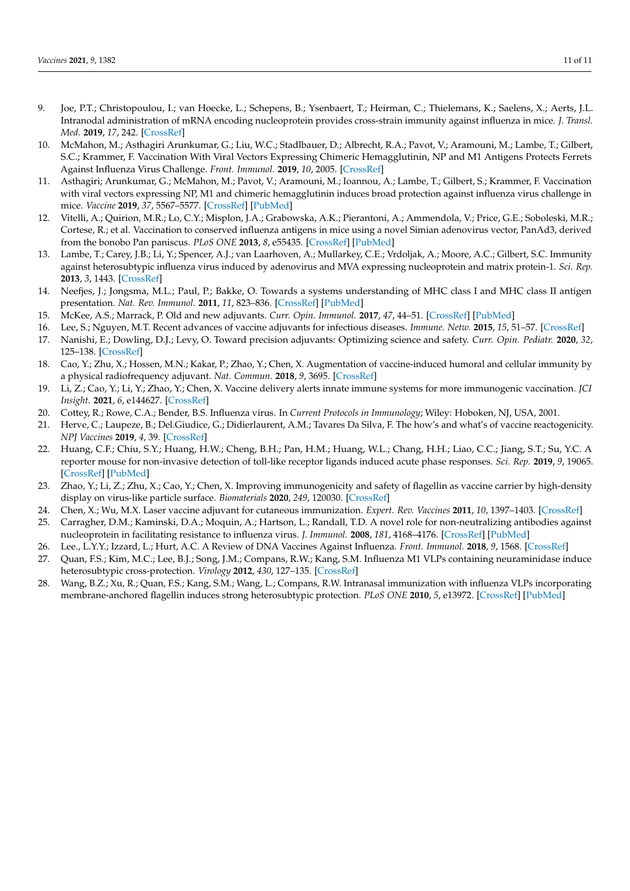9. Joe, P.T.; Christopoulou, I.; van Hoecke, L.; Schepens, B.; Ysenbaert, T.; Heirman, C.; Thielemans, K.; Saelens, X.; Aerts, J.L. Intranodal administration of mRNA encoding nucleoprotein provides cross-strain immunity against influenza in mice. *J. Transl. Med.* **2019**, *17*, 242. [CrossRef]
10. McMahon, M.; Asthagiri Arunkumar, G.; Liu, W.C.; Stadlbauer, D.; Albrecht, R.A.; Pavot, V.; Aramouni, M.; Lambe, T.; Gilbert, S.C.; Krammer, F. Vaccination With Viral Vectors Expressing Chimeric Hemagglutinin, NP and M1 Antigens Protects Ferrets Against Influenza Virus Challenge. *Front. Immunol.* **2019**, *10*, 2005. [CrossRef]
11. Asthagiri; Arunkumar, G.; McMahon, M.; Pavot, V.; Aramouni, M.; Ioannou, A.; Lambe, T.; Gilbert, S.; Krammer, F. Vaccination with viral vectors expressing NP, M1 and chimeric hemagglutinin induces broad protection against influenza virus challenge in mice. *Vaccine* **2019**, *37*, 5567–5577. [CrossRef] [PubMed]
12. Vitelli, A.; Quirion, M.R.; Lo, C.Y.; Misplon, J.A.; Grabowska, A.K.; Pierantoni, A.; Ammendola, V.; Price, G.E.; Soboleski, M.R.; Cortese, R.; et al. Vaccination to conserved influenza antigens in mice using a novel Simian adenovirus vector, PanAd3, derived from the bonobo Pan paniscus. *PLoS ONE* **2013**, *8*, e55435. [CrossRef] [PubMed]
13. Lambe, T.; Carey, J.B.; Li, Y.; Spencer, A.J.; van Laarhoven, A.; Mullarkey, C.E.; Vrdoljak, A.; Moore, A.C.; Gilbert, S.C. Immunity against heterosubtypic influenza virus induced by adenovirus and MVA expressing nucleoprotein and matrix protein-1. *Sci. Rep.* **2013**, *3*, 1443. [CrossRef]
14. Neefjes, J.; Jongsma, M.L.; Paul, P.; Bakke, O. Towards a systems understanding of MHC class I and MHC class II antigen presentation. *Nat. Rev. Immunol.* **2011**, *11*, 823–836. [CrossRef] [PubMed]
15. McKee, A.S.; Marrack, P. Old and new adjuvants. *Curr. Opin. Immunol.* **2017**, *47*, 44–51. [CrossRef] [PubMed]
16. Lee, S.; Nguyen, M.T. Recent advances of vaccine adjuvants for infectious diseases. *Immune. Netw.* **2015**, *15*, 51–57. [CrossRef]
17. Nanishi, E.; Dowling, D.J.; Levy, O. Toward precision adjuvants: Optimizing science and safety. *Curr. Opin. Pediatr.* **2020**, *32*, 125–138. [CrossRef]
18. Cao, Y.; Zhu, X.; Hossen, M.N.; Kakar, P.; Zhao, Y.; Chen, X. Augmentation of vaccine-induced humoral and cellular immunity by a physical radiofrequency adjuvant. *Nat. Commun.* **2018**, *9*, 3695. [CrossRef]
19. Li, Z.; Cao, Y.; Li, Y.; Zhao, Y.; Chen, X. Vaccine delivery alerts innate immune systems for more immunogenic vaccination. *JCI Insight.* **2021**, *6*, e144627. [CrossRef]
20. Cottey, R.; Rowe, C.A.; Bender, B.S. Influenza virus. In *Current Protocols in Immunology*; Wiley: Hoboken, NJ, USA, 2001.
21. Herve, C.; Laupeze, B.; Del.Giudice, G.; Didierlaurent, A.M.; Tavares Da Silva, F. The how's and what's of vaccine reactogenicity. *NPJ Vaccines* **2019**, *4*, 39. [CrossRef]
22. Huang, C.F.; Chiu, S.Y.; Huang, H.W.; Cheng, B.H.; Pan, H.M.; Huang, W.L.; Chang, H.H.; Liao, C.C.; Jiang, S.T.; Su, Y.C. A reporter mouse for non-invasive detection of toll-like receptor ligands induced acute phase responses. *Sci. Rep.* **2019**, *9*, 19065. [CrossRef] [PubMed]
23. Zhao, Y.; Li, Z.; Zhu, X.; Cao, Y.; Chen, X. Improving immunogenicity and safety of flagellin as vaccine carrier by high-density display on virus-like particle surface. *Biomaterials* **2020**, *249*, 120030. [CrossRef]
24. Chen, X.; Wu, M.X. Laser vaccine adjuvant for cutaneous immunization. *Expert. Rev. Vaccines* **2011**, *10*, 1397–1403. [CrossRef]
25. Carragher, D.M.; Kaminski, D.A.; Moquin, A.; Hartson, L.; Randall, T.D. A novel role for non-neutralizing antibodies against nucleoprotein in facilitating resistance to influenza virus. *J. Immunol.* **2008**, *181*, 4168–4176. [CrossRef] [PubMed]
26. Lee., L.Y.Y.; Izzard, L.; Hurt, A.C. A Review of DNA Vaccines Against Influenza. *Front. Immunol.* **2018**, *9*, 1568. [CrossRef]
27. Quan, F.S.; Kim, M.C.; Lee, B.J.; Song, J.M.; Compans, R.W.; Kang, S.M. Influenza M1 VLPs containing neuraminidase induce heterosubtypic cross-protection. *Virology* **2012**, *430*, 127–135. [CrossRef]
28. Wang, B.Z.; Xu, R.; Quan, F.S.; Kang, S.M.; Wang, L.; Compans, R.W. Intranasal immunization with influenza VLPs incorporating membrane-anchored flagellin induces strong heterosubtypic protection. *PLoS ONE* **2010**, *5*, e13972. [CrossRef] [PubMed]